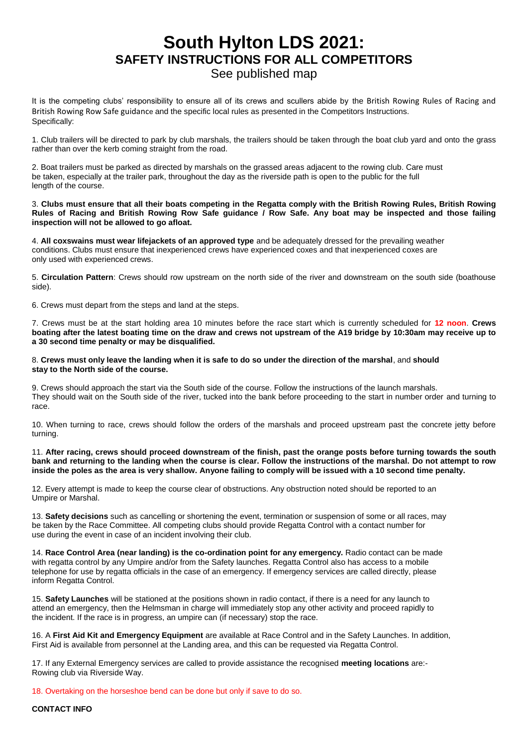# South Hylton LDS 2021:

## SAFETY INSTRUCTIONS FOR ALL COMPETITORS

See published map

It is the competing clubs' responsibility to ensure all of its crews and scullers abide by the British Rowing Rules of Racing and British Rowing Row Safe guidance and the specific local rules as presented in the Competitors Instructions. Specifically:

1. Club trailers will be directed to park by club marshals, the trailers should be taken through the boat club yard and onto the grass rather than over the kerb coming straight from the road.

2. Boat trailers must be parked as directed by marshals on the grassed areas adjacent to the rowing club. Care must be taken, especially at the trailer park, throughout the day as the riverside path is open to the public for the full length of the course.

3. **Clubs must ensure that all their boats competing in the Regatta comply with the British Rowing Rules, British Rowing Rules of Racing and British Rowing Row Safe guidance / Row Safe. Any boat may be inspected and those failing inspection will not be allowed to go afloat.**

4. **All coxswains must wear lifejackets of an approved type** and be adequately dressed for the prevailing weather conditions. Clubs must ensure that inexperienced crews have experienced coxes and that inexperienced coxes are only used with experienced crews.

5. **Circulation Pattern**: Crews should row upstream on the north side of the river and downstream on the south side (boathouse side).

6. Crews must depart from the steps and land at the steps.

7. Crews must be at the start holding area 10 minutes before the race start which is currently scheduled for **12 noon**. **Crews boating after the latest boating time on the draw and crews not upstream of the A19 bridge by 10:30am may receive up to a 30 second time penalty or may be disqualified.**

8. **Crews must only leave the landing when it is safe to do so under the direction of the marshal**, and **should stay to the North side of the course.**

9. Crews should approach the start via the South side of the course. Follow the instructions of the launch marshals. They should wait on the South side of the river, tucked into the bank before proceeding to the start in number order and turning to race.

10. When turning to race, crews should follow the orders of the marshals and proceed upstream past the concrete jetty before turning.

11. **After racing, crews should proceed downstream of the finish, past the orange posts before turning towards the south bank and returning to the landing when the course is clear. Follow the instructions of the marshal. Do not attempt to row inside the poles as the area is very shallow. Anyone failing to comply will be issued with a 10 second time penalty.**

12. Every attempt is made to keep the course clear of obstructions. Any obstruction noted should be reported to an Umpire or Marshal.

13. **Safety decisions** such as cancelling or shortening the event, termination or suspension of some or all races, may be taken by the Race Committee. All competing clubs should provide Regatta Control with a contact number for use during the event in case of an incident involving their club.

14. **Race Control Area (near landing) is the co-ordination point for any emergency.** Radio contact can be made with regatta control by any Umpire and/or from the Safety launches. Regatta Control also has access to a mobile telephone for use by regatta officials in the case of an emergency. If emergency services are called directly, please inform Regatta Control.

15. **Safety Launches** will be stationed at the positions shown in radio contact, if there is a need for any launch to attend an emergency, then the Helmsman in charge will immediately stop any other activity and proceed rapidly to the incident. If the race is in progress, an umpire can (if necessary) stop the race.

16. A **First Aid Kit and Emergency Equipment** are available at Race Control and in the Safety Launches. In addition, First Aid is available from personnel at the Landing area, and this can be requested via Regatta Control.

17. If any External Emergency services are called to provide assistance the recognised **meeting locations** are:- Rowing club via Riverside Way.

18. Overtaking on the horseshoe bend can be done but only if save to do so.

**CONTACT INFO**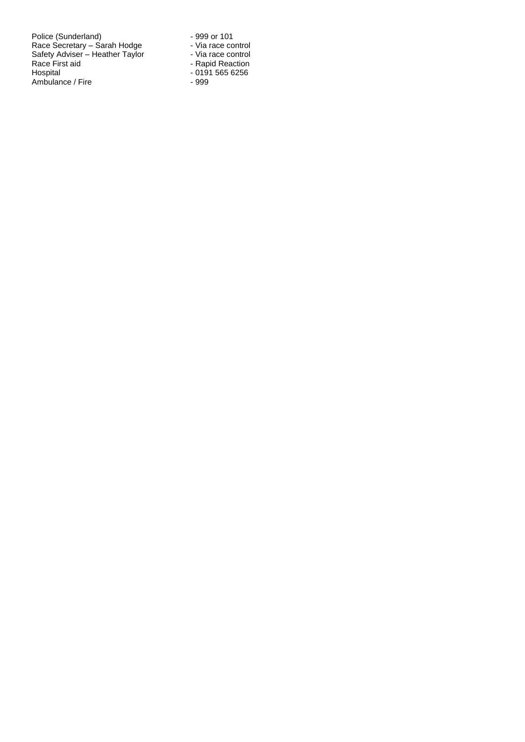| | |
|---|---|
| Police (Sunderland) | - 999 or 101 |
| Race Secretary – Sarah Hodge | - Via race control |
| Safety Adviser – Heather Taylor | - Via race control |
| Race First aid | - Rapid Reaction |
| Hospital | - 0191 565 6256 |
| Ambulance / Fire | - 999 |